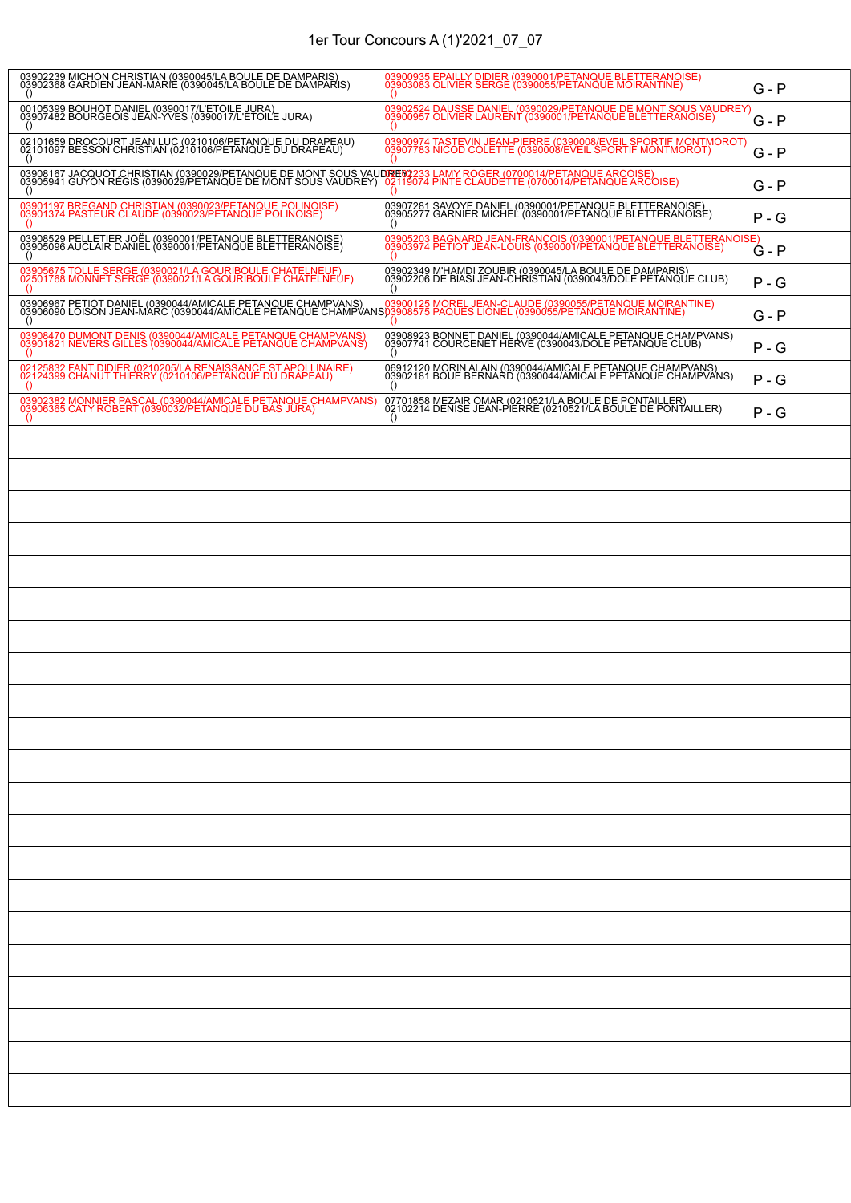# 1er Tour Concours A (1)'2021_07_07

| Équipe 1 | Équipe 2 | Résultat |
|---|---|---|
| 03902239 MICHON CHRISTIAN (0390045/LA BOULE DE DAMPARIS)<br>03902368 GARDIEN JEAN-MARIE (0390045/LA BOULE DE DAMPARIS)<br>() | 03900935 EPAILLY DIDIER (0390001/PETANQUE BLETTERANOISE)<br>03903083 OLIVIER SERGE (0390055/PETANQUE MOIRANTINE)<br>() | G - P |
| 00105399 BOUHOT DANIEL (0390017/L'ETOILE JURA)<br>03907482 BOURGEOIS JEAN-YVES (0390017/L'ETOILE JURA)<br>() | 03902524 DAUSSE DANIEL (0390029/PETANQUE DE MONT SOUS VAUDREY)<br>03900957 OLIVIER LAURENT (0390001/PETANQUE BLETTERANOISE)<br>() | G - P |
| 02101659 DROCOURT JEAN LUC (0210106/PETANQUE DU DRAPEAU)<br>02101097 BESSON CHRISTIAN (0210106/PETANQUE DU DRAPEAU)<br>() | 03900974 TASTEVIN JEAN-PIERRE (0390008/EVEIL SPORTIF MONTMOROT)<br>03907783 NICOD COLETTE (0390008/EVEIL SPORTIF MONTMOROT)<br>() | G - P |
| 03908167 JACQUOT CHRISTIAN (0390029/PETANQUE DE MONT SOUS VAUDREY)<br>03905941 GUYON REGIS (0390029/PETANQUE DE MONT SOUS VAUDREY)<br>() | 07012233 LAMY ROGER (0700014/PETANQUE ARCOISE)<br>02119074 PINTE CLAUDETTE (0700014/PETANQUE ARCOISE)<br>() | G - P |
| 03901197 BREGAND CHRISTIAN (0390023/PETANQUE POLINOISE)<br>03901374 PASTEUR CLAUDE (0390023/PETANQUE POLINOISE)<br>() | 03907281 SAVOYE DANIEL (0390001/PETANQUE BLETTERANOISE)<br>03905277 GARNIER MICHEL (0390001/PETANQUE BLETTERANOISE)<br>() | P - G |
| 03908529 PELLETIER JOËL (0390001/PETANQUE BLETTERANOISE)<br>03905096 AUCLAIR DANIEL (0390001/PETANQUE BLETTERANOISE)<br>() | 03905203 BAGNARD JEAN-FRANÇOIS (0390001/PETANQUE BLETTERANOISE)<br>03903974 PETIOT JEAN-LOUIS (0390001/PETANQUE BLETTERANOISE)<br>() | G - P |
| 03905675 TOLLE SERGE (0390021/LA GOURIBOULE CHATELNEUF)<br>02501768 MONNET SERGE (0390021/LA GOURIBOULE CHATELNEUF)<br>() | 03902349 M'HAMDI ZOUBIR (0390045/LA BOULE DE DAMPARIS)<br>03902206 DE BIASI JEAN-CHRISTIAN (0390043/DOLE PETANQUE CLUB)<br>() | P - G |
| 03906967 PETIOT DANIEL (0390044/AMICALE PETANQUE CHAMPVANS)<br>03906090 LOISON JEAN-MARC (0390044/AMICALE PETANQUE CHAMPVANS)<br>() | 03900125 MOREL JEAN-CLAUDE (0390055/PETANQUE MOIRANTINE)<br>03908575 PAQUES LIONEL (0390055/PETANQUE MOIRANTINE)<br>() | G - P |
| 03908470 DUMONT DENIS (0390044/AMICALE PETANQUE CHAMPVANS)<br>03901821 NEVERS GILLES (0390044/AMICALE PETANQUE CHAMPVANS)<br>() | 03908923 BONNET DANIEL (0390044/AMICALE PETANQUE CHAMPVANS)<br>03907741 COURCENET HERVE (0390043/DOLE PETANQUE CLUB)<br>() | P - G |
| 02125832 FANT DIDIER (0210205/LA RENAISSANCE ST APOLLINAIRE)<br>02124399 CHANUT THIERRY (0210106/PETANQUE DU DRAPEAU)<br>() | 06912120 MORIN ALAIN (0390044/AMICALE PETANQUE CHAMPVANS)<br>03902181 BOUE BERNARD (0390044/AMICALE PETANQUE CHAMPVANS)<br>() | P - G |
| 03902382 MONNIER PASCAL (0390044/AMICALE PETANQUE CHAMPVANS)<br>03906365 CATY ROBERT (0390032/PETANQUE DU BAS JURA)<br>() | 07701858 MEZAIR OMAR (0210521/LA BOULE DE PONTAILLER)<br>02102214 DENISE JEAN-PIERRE (0210521/LA BOULE DE PONTAILLER)<br>() | P - G |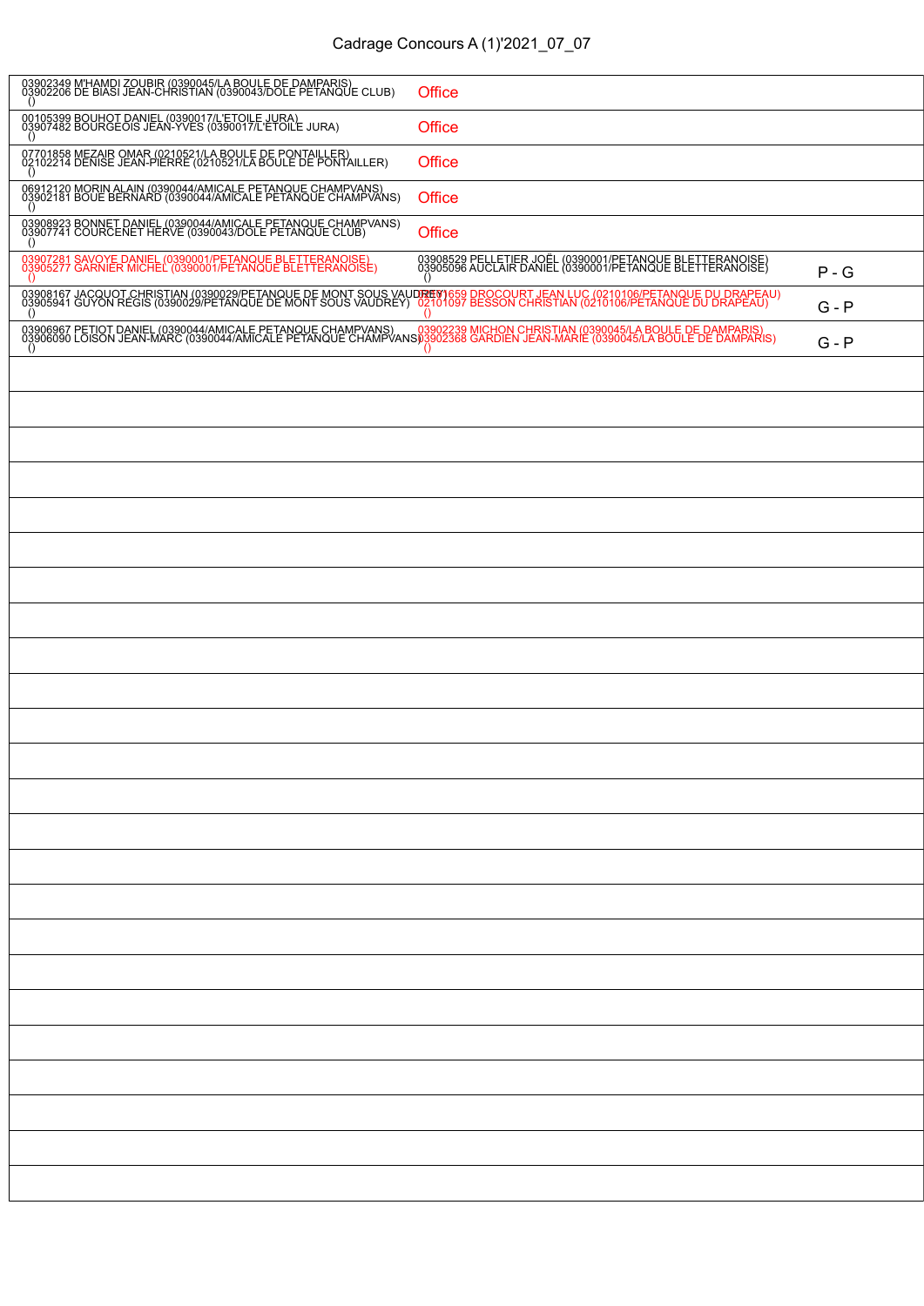# Cadrage Concours A (1)'2021_07_07

| | | |
|---|---|---|
| 03902349 M'HAMDI ZOUBIR (0390045/LA BOULE DE DAMPARIS)<br>03902206 DE BIASI JEAN-CHRISTIAN (0390043/DOLE PETANQUE CLUB)<br>() | Office | |
| 00105399 BOUHOT DANIEL (0390017/L'ETOILE JURA)<br>03907482 BOURGEOIS JEAN-YVES (0390017/L'ETOILE JURA)<br>() | Office | |
| 07701858 MEZAIR OMAR (0210521/LA BOULE DE PONTAILLER)<br>02102214 DENISE JEAN-PIERRE (0210521/LA BOULE DE PONTAILLER)<br>() | Office | |
| 06912120 MORIN ALAIN (0390044/AMICALE PETANQUE CHAMPVANS)<br>03902181 BOUE BERNARD (0390044/AMICALE PETANQUE CHAMPVANS)<br>() | Office | |
| 03908923 BONNET DANIEL (0390044/AMICALE PETANQUE CHAMPVANS)<br>03907741 COURCENET HERVE (0390043/DOLE PETANQUE CLUB)<br>() | Office | |
| 03907281 SAVOYE DANIEL (0390001/PETANQUE BLETTERANOISE)<br>03905277 GARNIER MICHEL (0390001/PETANQUE BLETTERANOISE)<br>() | 03908529 PELLETIER JOËL (0390001/PETANQUE BLETTERANOISE)<br>03905096 AUCLAIR DANIEL (0390001/PETANQUE BLETTERANOISE)<br>() | P - G |
| 03908167 JACQUOT CHRISTIAN (0390029/PETANQUE DE MONT SOUS VAUDREY)<br>03905941 GUYON REGIS (0390029/PETANQUE DE MONT SOUS VAUDREY)<br>() | 02101659 DROCOURT JEAN LUC (0210106/PETANQUE DU DRAPEAU)<br>02101097 BESSON CHRISTIAN (0210106/PETANQUE DU DRAPEAU)<br>() | G - P |
| 03906967 PETIOT DANIEL (0390044/AMICALE PETANQUE CHAMPVANS)<br>03906090 LOISON JEAN-MARC (0390044/AMICALE PETANQUE CHAMPVANS)<br>() | 03902239 MICHON CHRISTIAN (0390045/LA BOULE DE DAMPARIS)<br>03902368 GARDIEN JEAN-MARIE (0390045/LA BOULE DE DAMPARIS)<br>() | G - P |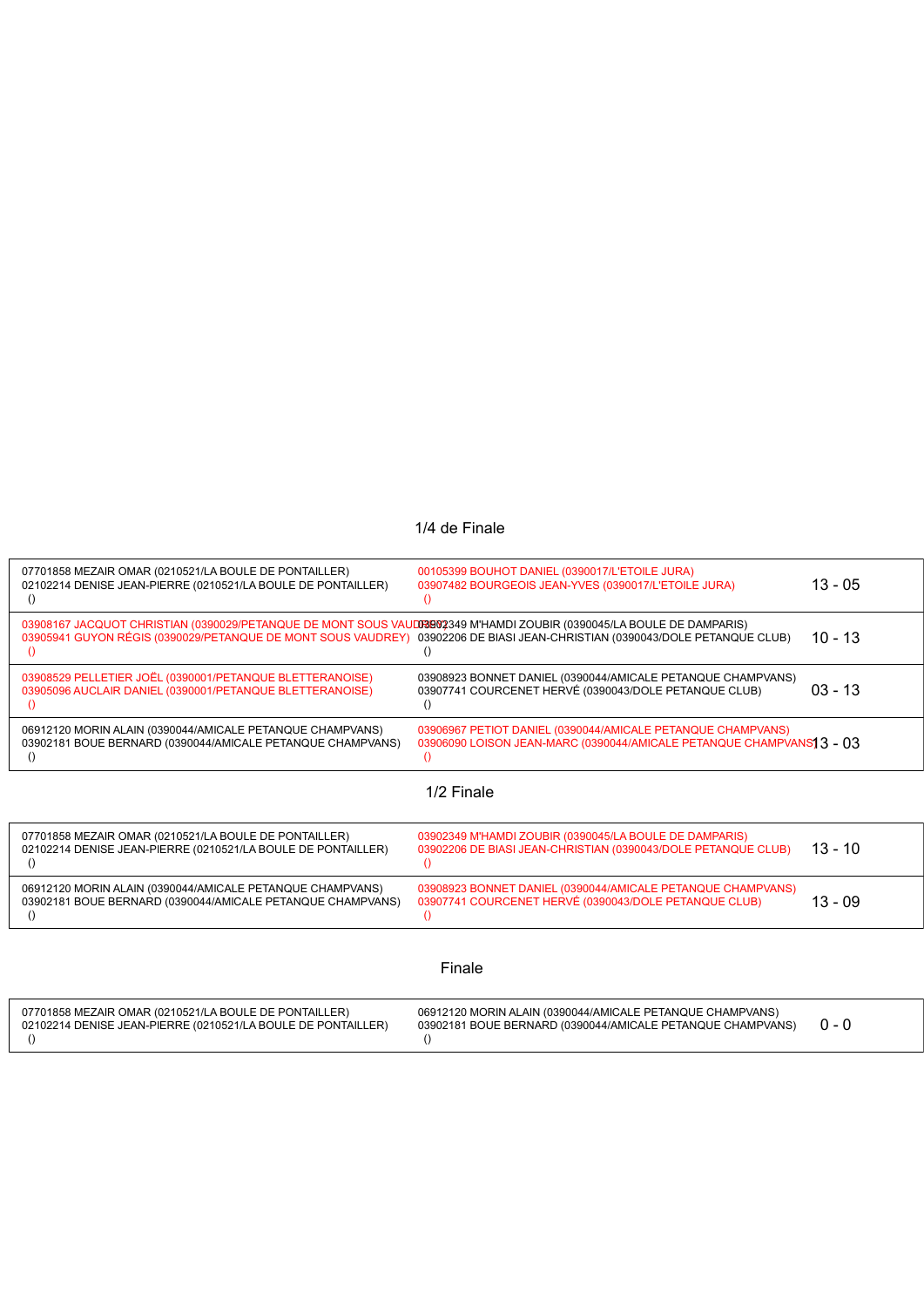## 1/4 de Finale

| Équipe 1 | Équipe 2 | Score |
|---|---|---|
| 07701858 MEZAIR OMAR (0210521/LA BOULE DE PONTAILLER)<br>02102214 DENISE JEAN-PIERRE (0210521/LA BOULE DE PONTAILLER)<br>() | 00105399 BOUHOT DANIEL (0390017/L'ETOILE JURA)<br>03907482 BOURGEOIS JEAN-YVES (0390017/L'ETOILE JURA)<br>() | 13 - 05 |
| 03908167 JACQUOT CHRISTIAN (0390029/PETANQUE DE MONT SOUS VAUDREY)<br>03905941 GUYON RÉGIS (0390029/PETANQUE DE MONT SOUS VAUDREY)<br>() | 03902349 M'HAMDI ZOUBIR (0390045/LA BOULE DE DAMPARIS)<br>03902206 DE BIASI JEAN-CHRISTIAN (0390043/DOLE PETANQUE CLUB)<br>() | 10 - 13 |
| 03908529 PELLETIER JOËL (0390001/PETANQUE BLETTERANOISE)<br>03905096 AUCLAIR DANIEL (0390001/PETANQUE BLETTERANOISE)<br>() | 03908923 BONNET DANIEL (0390044/AMICALE PETANQUE CHAMPVANS)<br>03907741 COURCENET HERVÉ (0390043/DOLE PETANQUE CLUB)<br>() | 03 - 13 |
| 06912120 MORIN ALAIN (0390044/AMICALE PETANQUE CHAMPVANS)<br>03902181 BOUE BERNARD (0390044/AMICALE PETANQUE CHAMPVANS)<br>() | 03906967 PETIOT DANIEL (0390044/AMICALE PETANQUE CHAMPVANS)<br>03906090 LOISON JEAN-MARC (0390044/AMICALE PETANQUE CHAMPVANS)<br>() | 13 - 03 |

## 1/2 Finale

| Équipe 1 | Équipe 2 | Score |
|---|---|---|
| 07701858 MEZAIR OMAR (0210521/LA BOULE DE PONTAILLER)<br>02102214 DENISE JEAN-PIERRE (0210521/LA BOULE DE PONTAILLER)<br>() | 03902349 M'HAMDI ZOUBIR (0390045/LA BOULE DE DAMPARIS)<br>03902206 DE BIASI JEAN-CHRISTIAN (0390043/DOLE PETANQUE CLUB)<br>() | 13 - 10 |
| 06912120 MORIN ALAIN (0390044/AMICALE PETANQUE CHAMPVANS)<br>03902181 BOUE BERNARD (0390044/AMICALE PETANQUE CHAMPVANS)<br>() | 03908923 BONNET DANIEL (0390044/AMICALE PETANQUE CHAMPVANS)<br>03907741 COURCENET HERVÉ (0390043/DOLE PETANQUE CLUB)<br>() | 13 - 09 |

## Finale

| Équipe 1 | Équipe 2 | Score |
|---|---|---|
| 07701858 MEZAIR OMAR (0210521/LA BOULE DE PONTAILLER)<br>02102214 DENISE JEAN-PIERRE (0210521/LA BOULE DE PONTAILLER)<br>() | 06912120 MORIN ALAIN (0390044/AMICALE PETANQUE CHAMPVANS)<br>03902181 BOUE BERNARD (0390044/AMICALE PETANQUE CHAMPVANS)<br>() | 0 - 0 |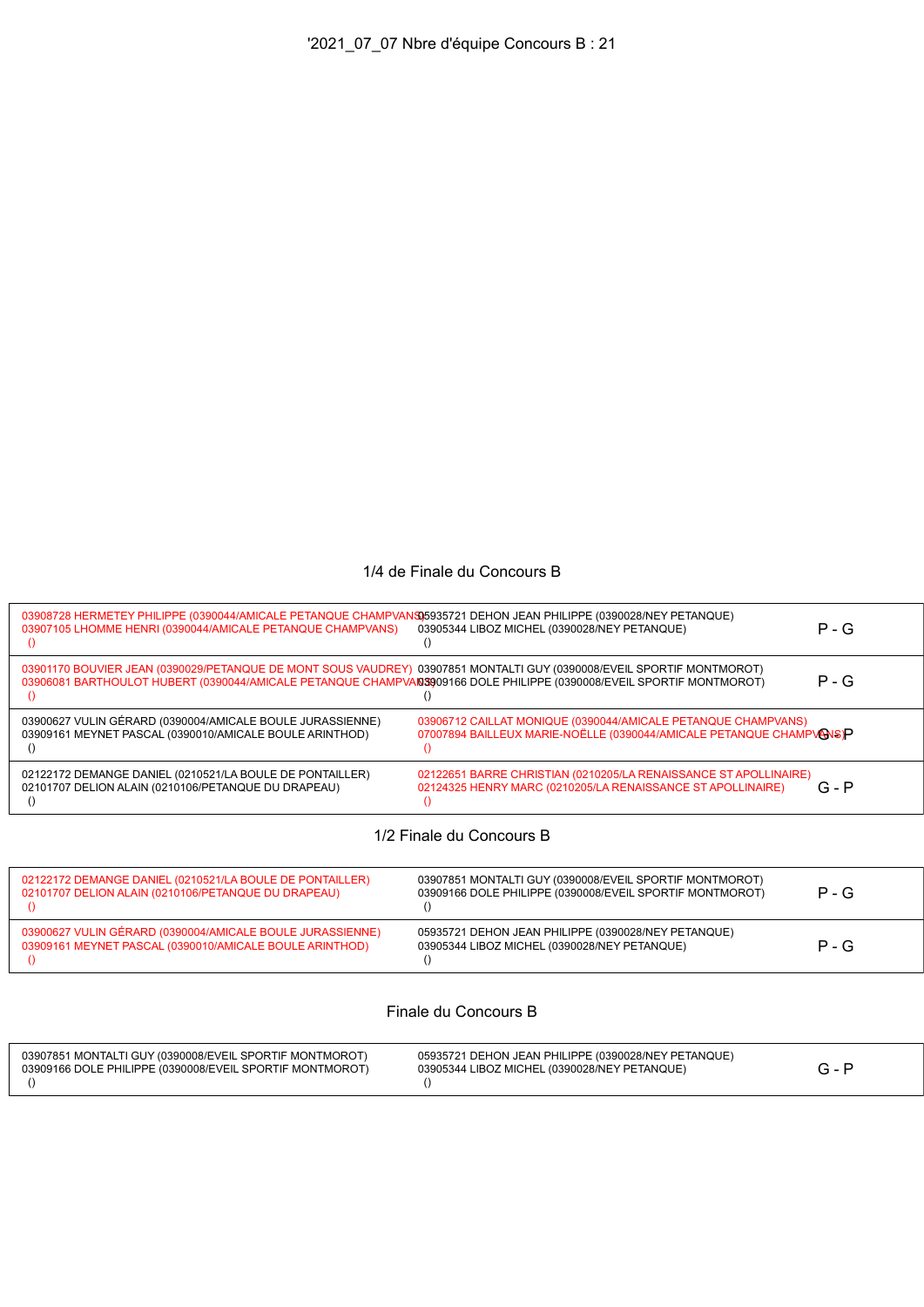'2021_07_07 Nbre d'équipe Concours B : 21

## 1/4 de Finale du Concours B

| | | |
|---|---|---|
| 03908728 HERMETEY PHILIPPE (0390044/AMICALE PETANQUE CHAMPVANS)<br>03907105 LHOMME HENRI (0390044/AMICALE PETANQUE CHAMPVANS)<br>() | 05935721 DEHON JEAN PHILIPPE (0390028/NEY PETANQUE)<br>03905344 LIBOZ MICHEL (0390028/NEY PETANQUE)<br>() | P - G |
| 03901170 BOUVIER JEAN (0390029/PETANQUE DE MONT SOUS VAUDREY)<br>03906081 BARTHOULOT HUBERT (0390044/AMICALE PETANQUE CHAMPVANS)<br>() | 03907851 MONTALTI GUY (0390008/EVEIL SPORTIF MONTMOROT)<br>03909166 DOLE PHILIPPE (0390008/EVEIL SPORTIF MONTMOROT)<br>() | P - G |
| 03900627 VULIN GÉRARD (0390004/AMICALE BOULE JURASSIENNE)<br>03909161 MEYNET PASCAL (0390010/AMICALE BOULE ARINTHOD)<br>() | 03906712 CAILLAT MONIQUE (0390044/AMICALE PETANQUE CHAMPVANS)<br>07007894 BAILLEUX MARIE-NOËLLE (0390044/AMICALE PETANQUE CHAMPVANS)<br>() | G - P |
| 02122172 DEMANGE DANIEL (0210521/LA BOULE DE PONTAILLER)<br>02101707 DELION ALAIN (0210106/PETANQUE DU DRAPEAU)<br>() | 02122651 BARRE CHRISTIAN (0210205/LA RENAISSANCE ST APOLLINAIRE)<br>02124325 HENRY MARC (0210205/LA RENAISSANCE ST APOLLINAIRE)<br>() | G - P |

## 1/2 Finale du Concours B

| | | |
|---|---|---|
| 02122172 DEMANGE DANIEL (0210521/LA BOULE DE PONTAILLER)<br>02101707 DELION ALAIN (0210106/PETANQUE DU DRAPEAU)<br>() | 03907851 MONTALTI GUY (0390008/EVEIL SPORTIF MONTMOROT)<br>03909166 DOLE PHILIPPE (0390008/EVEIL SPORTIF MONTMOROT)<br>() | P - G |
| 03900627 VULIN GÉRARD (0390004/AMICALE BOULE JURASSIENNE)<br>03909161 MEYNET PASCAL (0390010/AMICALE BOULE ARINTHOD)<br>() | 05935721 DEHON JEAN PHILIPPE (0390028/NEY PETANQUE)<br>03905344 LIBOZ MICHEL (0390028/NEY PETANQUE)<br>() | P - G |

## Finale du Concours B

| | | |
|---|---|---|
| 03907851 MONTALTI GUY (0390008/EVEIL SPORTIF MONTMOROT)<br>03909166 DOLE PHILIPPE (0390008/EVEIL SPORTIF MONTMOROT)<br>() | 05935721 DEHON JEAN PHILIPPE (0390028/NEY PETANQUE)<br>03905344 LIBOZ MICHEL (0390028/NEY PETANQUE)<br>() | G - P |